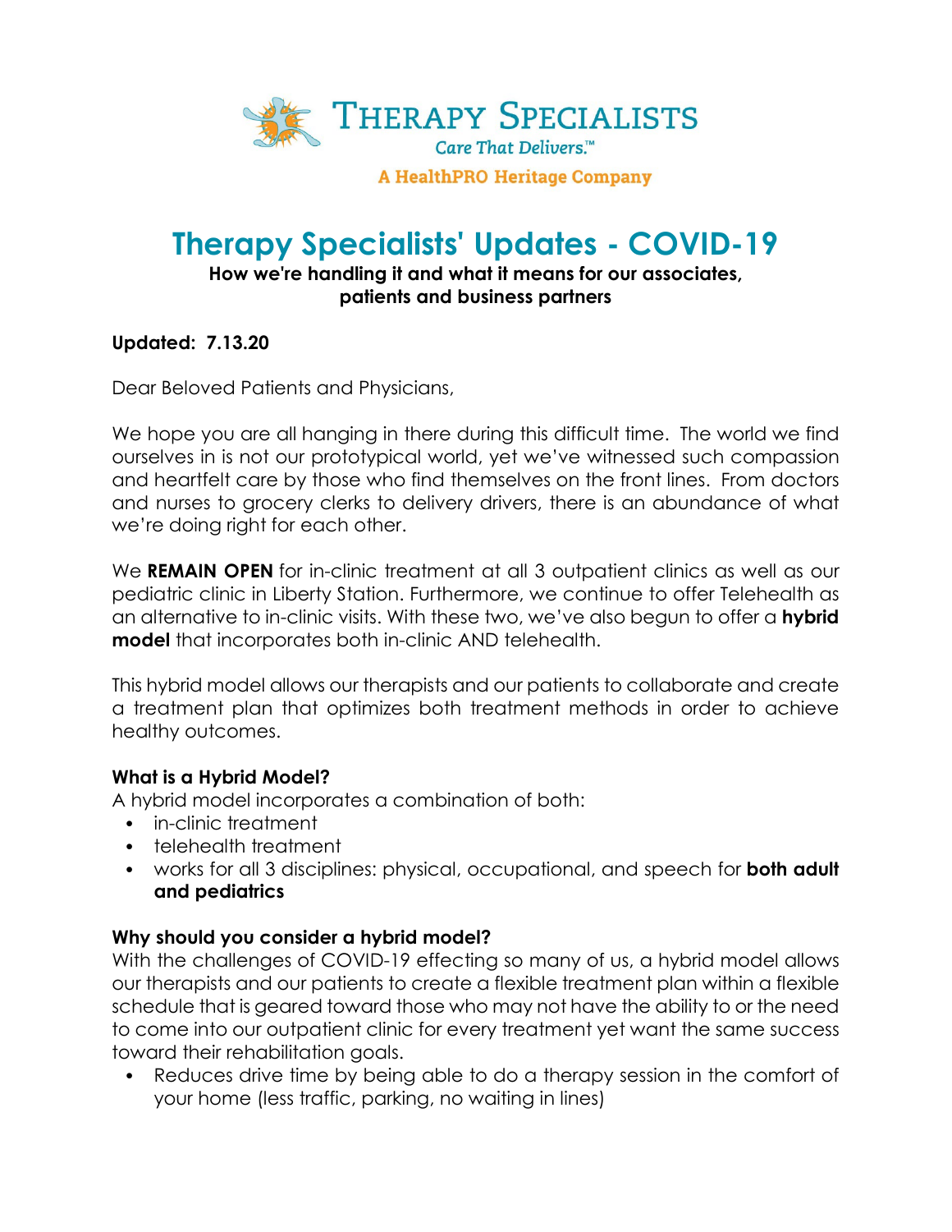Therapy Specialists

*Care That Delivers.™*

**A HealthPRO Heritage Company**

# Therapy Specialists' Updates - COVID-19

**How we're handling it and what it means for our associates, patients and business partners**

**Updated: 7.13.20**

Dear Beloved Patients and Physicians,

We hope you are all hanging in there during this difficult time. The world we find ourselves in is not our prototypical world, yet we've witnessed such compassion and heartfelt care by those who find themselves on the front lines. From doctors and nurses to grocery clerks to delivery drivers, there is an abundance of what we're doing right for each other.

We **REMAIN OPEN** for in-clinic treatment at all 3 outpatient clinics as well as our pediatric clinic in Liberty Station. Furthermore, we continue to offer Telehealth as an alternative to in-clinic visits. With these two, we've also begun to offer a **hybrid model** that incorporates both in-clinic AND telehealth.

This hybrid model allows our therapists and our patients to collaborate and create a treatment plan that optimizes both treatment methods in order to achieve healthy outcomes.

### What is a Hybrid Model?

A hybrid model incorporates a combination of both:

- in-clinic treatment
- telehealth treatment
- works for all 3 disciplines: physical, occupational, and speech for **both adult and pediatrics**

### Why should you consider a hybrid model?

With the challenges of COVID-19 effecting so many of us, a hybrid model allows our therapists and our patients to create a flexible treatment plan within a flexible schedule that is geared toward those who may not have the ability to or the need to come into our outpatient clinic for every treatment yet want the same success toward their rehabilitation goals.

- Reduces drive time by being able to do a therapy session in the comfort of your home (less traffic, parking, no waiting in lines)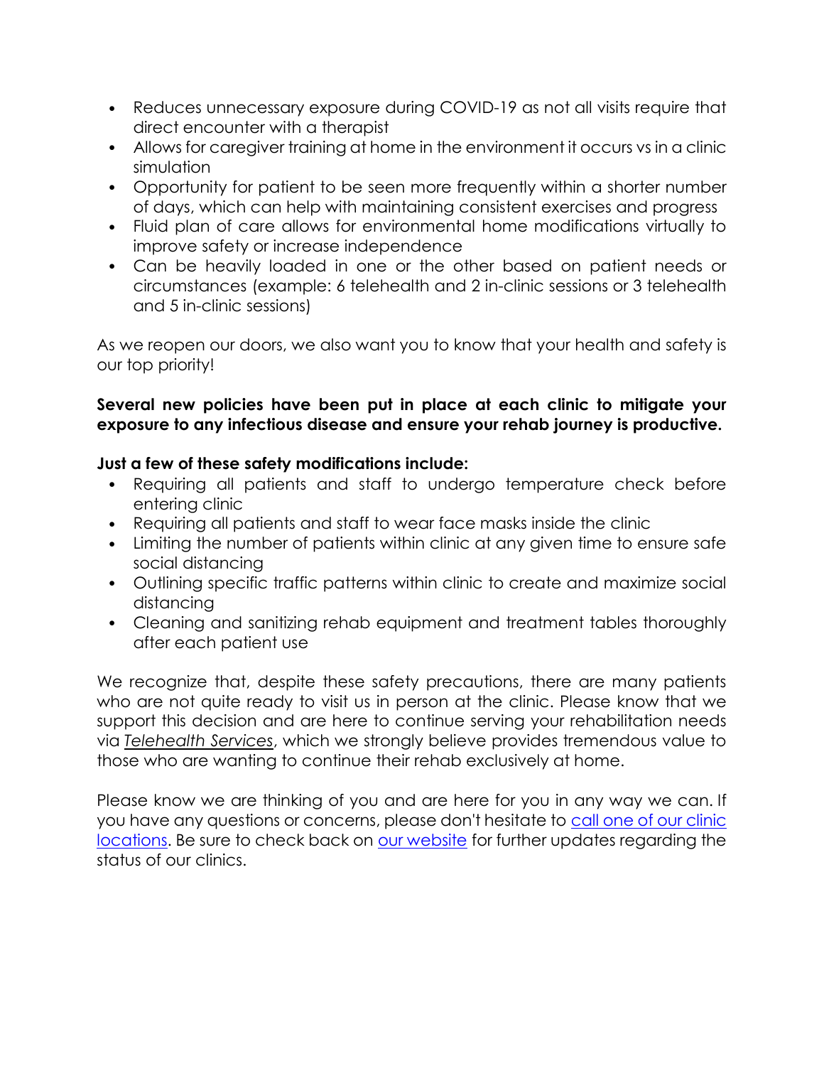- Reduces unnecessary exposure during COVID-19 as not all visits require that direct encounter with a therapist
- Allows for caregiver training at home in the environment it occurs vs in a clinic simulation
- Opportunity for patient to be seen more frequently within a shorter number of days, which can help with maintaining consistent exercises and progress
- Fluid plan of care allows for environmental home modifications virtually to improve safety or increase independence
- Can be heavily loaded in one or the other based on patient needs or circumstances (example: 6 telehealth and 2 in-clinic sessions or 3 telehealth and 5 in-clinic sessions)

As we reopen our doors, we also want you to know that your health and safety is our top priority!

**Several new policies have been put in place at each clinic to mitigate your exposure to any infectious disease and ensure your rehab journey is productive.**

**Just a few of these safety modifications include:**

- Requiring all patients and staff to undergo temperature check before entering clinic
- Requiring all patients and staff to wear face masks inside the clinic
- Limiting the number of patients within clinic at any given time to ensure safe social distancing
- Outlining specific traffic patterns within clinic to create and maximize social distancing
- Cleaning and sanitizing rehab equipment and treatment tables thoroughly after each patient use

We recognize that, despite these safety precautions, there are many patients who are not quite ready to visit us in person at the clinic. Please know that we support this decision and are here to continue serving your rehabilitation needs via *Telehealth Services*, which we strongly believe provides tremendous value to those who are wanting to continue their rehab exclusively at home.

Please know we are thinking of you and are here for you in any way we can. If you have any questions or concerns, please don't hesitate to call one of our clinic locations. Be sure to check back on our website for further updates regarding the status of our clinics.